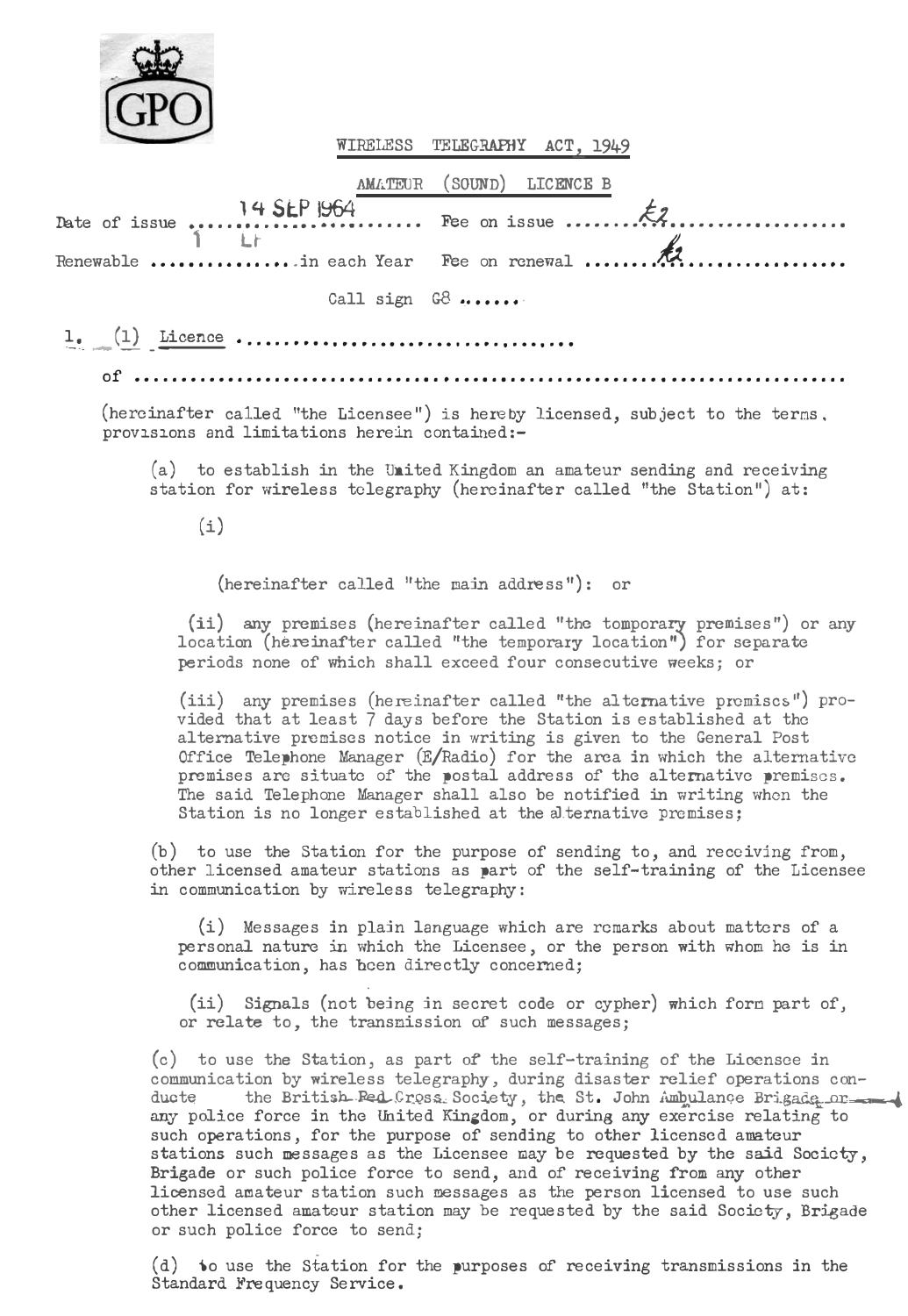GPO

# WIRELESS TELEGRAPHY ACT, 1949

## AMATEUR (SOUND) LICENCE B

Date of issue ......14 SEP 1964...... Fee on issue ......£2..................

Renewable ......1 Lt.........in each Year Fee on renewal ......£2..................

Call sign G8 .......

1. (1) Licence ..................................

of ...........................................................................

(hereinafter called "the Licensee") is hereby licensed, subject to the terms, provisions and limitations herein contained:-

(a) to establish in the United Kingdom an amateur sending and receiving station for wireless telegraphy (hereinafter called "the Station") at:

(i)

(hereinafter called "the main address"): or

(ii) any premises (hereinafter called "the temporary premises") or any location (hereinafter called "the temporary location") for separate periods none of which shall exceed four consecutive weeks; or

(iii) any premises (hereinafter called "the alternative premises") provided that at least 7 days before the Station is established at the alternative premises notice in writing is given to the General Post Office Telephone Manager (E/Radio) for the area in which the alternative premises are situate of the postal address of the alternative premises. The said Telephone Manager shall also be notified in writing when the Station is no longer established at the alternative premises;

(b) to use the Station for the purpose of sending to, and receiving from, other licensed amateur stations as part of the self-training of the Licensee in communication by wireless telegraphy:

(i) Messages in plain language which are remarks about matters of a personal nature in which the Licensee, or the person with whom he is in communication, has been directly concerned;

(ii) Signals (not being in secret code or cypher) which form part of, or relate to, the transmission of such messages;

(c) to use the Station, as part of the self-training of the Licensee in communication by wireless telegraphy, during disaster relief operations conducte the British Red Cross Society, the St. John Ambulance Brigade or any police force in the United Kingdom, or during any exercise relating to such operations, for the purpose of sending to other licensed amateur stations such messages as the Licensee may be requested by the said Society, Brigade or such police force to send, and of receiving from any other licensed amateur station such messages as the person licensed to use such other licensed amateur station may be requested by the said Society, Brigade or such police force to send;

(d) to use the Station for the purposes of receiving transmissions in the Standard Frequency Service.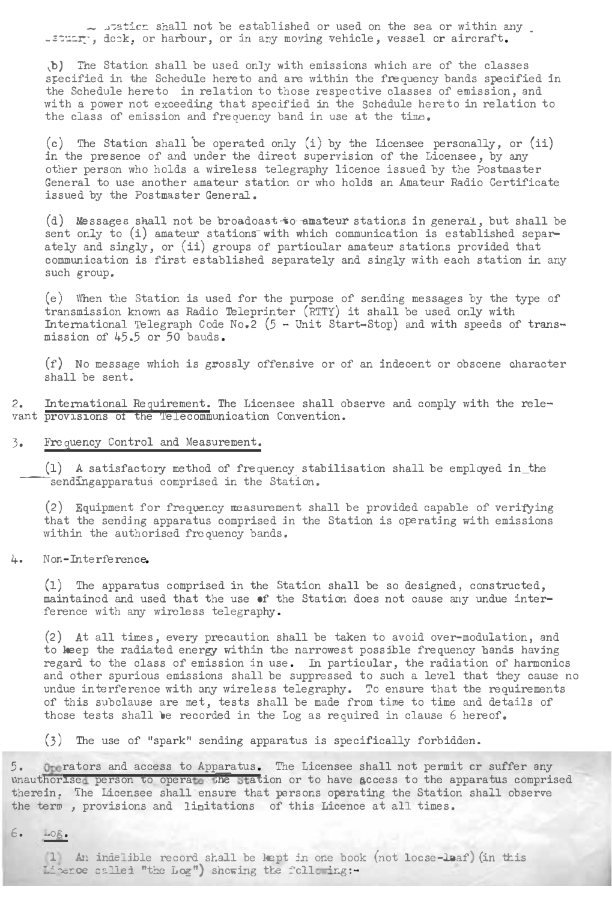(a) The Station shall not be established or used on the sea or within any estuary, dock, or harbour, or in any moving vehicle, vessel or aircraft.

(b) The Station shall be used only with emissions which are of the classes specified in the Schedule hereto and are within the frequency bands specified in the Schedule hereto in relation to those respective classes of emission, and with a power not exceeding that specified in the Schedule hereto in relation to the class of emission and frequency band in use at the time.

(c) The Station shall be operated only (i) by the Licensee personally, or (ii) in the presence of and under the direct supervision of the Licensee, by any other person who holds a wireless telegraphy licence issued by the Postmaster General to use another amateur station or who holds an Amateur Radio Certificate issued by the Postmaster General.

(d) Messages shall not be broadcast to amateur stations in general, but shall be sent only to (i) amateur stations with which communication is established separately and singly, or (ii) groups of particular amateur stations provided that communication is first established separately and singly with each station in any such group.

(e) When the Station is used for the purpose of sending messages by the type of transmission known as Radio Teleprinter (RTTY) it shall be used only with International Telegraph Code No.2 (5 - Unit Start-Stop) and with speeds of transmission of 45.5 or 50 bauds.

(f) No message which is grossly offensive or of an indecent or obscene character shall be sent.

2. <u>International Requirement.</u> The Licensee shall observe and comply with the relevant provisions of the Telecommunication Convention.

3. <u>Frequency Control and Measurement.</u>

(1) A satisfactory method of frequency stabilisation shall be employed in the sending apparatus comprised in the Station.

(2) Equipment for frequency measurement shall be provided capable of verifying that the sending apparatus comprised in the Station is operating with emissions within the authorised frequency bands.

4. Non-Interference.

(1) The apparatus comprised in the Station shall be so designed, constructed, maintained and used that the use of the Station does not cause any undue interference with any wireless telegraphy.

(2) At all times, every precaution shall be taken to avoid over-modulation, and to keep the radiated energy within the narrowest possible frequency bands having regard to the class of emission in use. In particular, the radiation of harmonics and other spurious emissions shall be suppressed to such a level that they cause no undue interference with any wireless telegraphy. To ensure that the requirements of this subclause are met, tests shall be made from time to time and details of those tests shall be recorded in the Log as required in clause 6 hereof.

(3) The use of "spark" sending apparatus is specifically forbidden.

5. <u>Operators and access to Apparatus.</u> The Licensee shall not permit or suffer any unauthorised person to operate the Station or to have access to the apparatus comprised therein. The Licensee shall ensure that persons operating the Station shall observe the terms, provisions and limitations of this Licence at all times.

6. <u>Log.</u>

(1) An indelible record shall be kept in one book (not loose-leaf) (in this Licence called "the Log") showing the following:-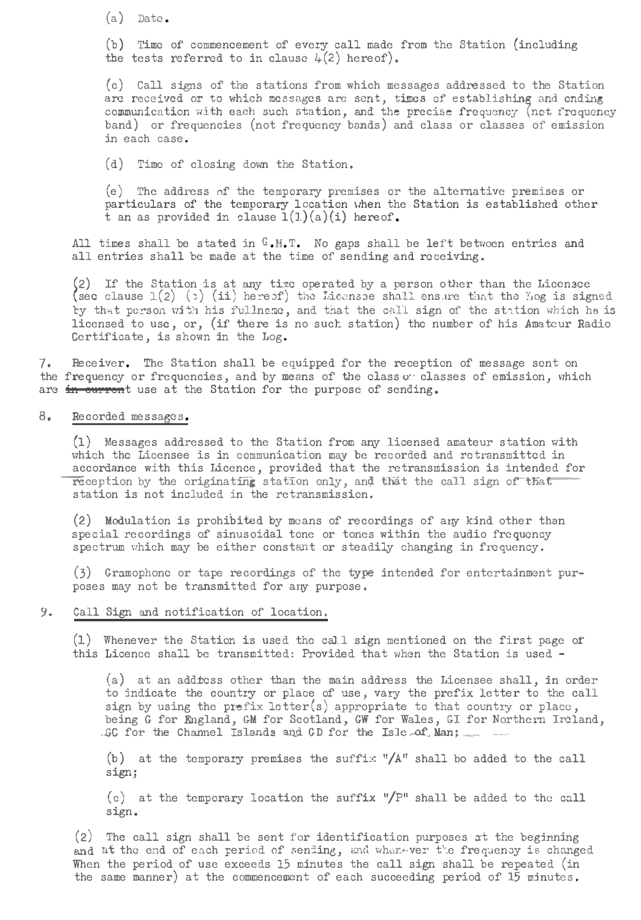(a) Date.

(b) Time of commencement of every call made from the Station (including the tests referred to in clause 4(2) hereof).

(c) Call signs of the stations from which messages addressed to the Station are received or to which messages are sent, times of establishing and ending communication with each such station, and the precise frequency (not frequency band) or frequencies (not frequency bands) and class or classes of emission in each case.

(d) Time of closing down the Station.

(e) The address of the temporary premises or the alternative premises or particulars of the temporary location when the Station is established other t an as provided in clause 1(1)(a)(i) hereof.

All times shall be stated in G.M.T. No gaps shall be left between entries and all entries shall be made at the time of sending and receiving.

(2) If the Station is at any time operated by a person other than the Licensee (see clause 1(2) (c) (ii) hereof) the Licensee shall ensure that the Log is signed by that person with his fullname, and that the call sign of the station which he is licensed to use, or, (if there is no such station) the number of his Amateur Radio Certificate, is shown in the Log.

7. Receiver. The Station shall be equipped for the reception of message sent on the frequency or frequencies, and by means of the class or classes of emission, which are ~~in current~~ use at the Station for the purpose of sending.

8. Recorded messages.

(1) Messages addressed to the Station from any licensed amateur station with which the Licensee is in communication may be recorded and retransmitted in accordance with this Licence, provided that the retransmission is intended for reception by the originating station only, and that the call sign of that station is not included in the retransmission.

(2) Modulation is prohibited by means of recordings of any kind other than special recordings of sinusoidal tone or tones within the audio frequency spectrum which may be either constant or steadily changing in frequency.

(3) Gramophone or tape recordings of the type intended for entertainment purposes may not be transmitted for any purpose.

9. Call Sign and notification of location.

(1) Whenever the Station is used the call sign mentioned on the first page of this Licence shall be transmitted: Provided that when the Station is used -

(a) at an address other than the main address the Licensee shall, in order to indicate the country or place of use, vary the prefix letter to the call sign by using the prefix letter(s) appropriate to that country or place, being G for England, GM for Scotland, GW for Wales, GI for Northern Ireland, GC for the Channel Islands and GD for the Isle of Man;

(b) at the temporary premises the suffix "/A" shall be added to the call sign;

(c) at the temporary location the suffix "/P" shall be added to the call sign.

(2) The call sign shall be sent for identification purposes at the beginning and at the end of each period of sending, and whenever the frequency is changed When the period of use exceeds 15 minutes the call sign shall be repeated (in the same manner) at the commencement of each succeeding period of 15 minutes.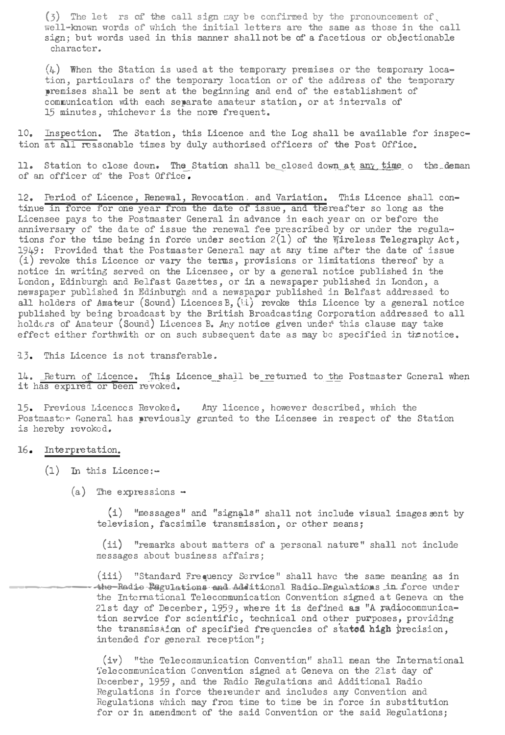(3) The letters of the call sign may be confirmed by the pronouncement of well-known words of which the initial letters are the same as those in the call sign; but words used in this manner shall not be of a facetious or objectionable character.

(4) When the Station is used at the temporary premises or the temporary location, particulars of the temporary location or of the address of the temporary premises shall be sent at the beginning and end of the establishment of communication with each separate amateur station, or at intervals of 15 minutes, whichever is the more frequent.

10. Inspection. The Station, this Licence and the Log shall be available for inspection at all reasonable times by duly authorised officers of the Post Office.

11. Station to close down. The Station shall be closed down at any time on the demand of an officer of the Post Office.

12. Period of Licence, Renewal, Revocation, and Variation. This Licence shall continue in force for one year from the date of issue, and thereafter so long as the Licensee pays to the Postmaster General in advance in each year on or before the anniversary of the date of issue the renewal fee prescribed by or under the regulations for the time being in force under section 2(1) of the Wireless Telegraphy Act, 1949: Provided that the Postmaster General may at any time after the date of issue (i) revoke this Licence or vary the terms, provisions or limitations thereof by a notice in writing served on the Licensee, or by a general notice published in the London, Edinburgh and Belfast Gazettes, or in a newspaper published in London, a newspaper published in Edinburgh and a newspaper published in Belfast addressed to all holders of Amateur (Sound) Licences B, (ii) revoke this Licence by a general notice published by being broadcast by the British Broadcasting Corporation addressed to all holders of Amateur (Sound) Licences B. Any notice given under this clause may take effect either forthwith or on such subsequent date as may be specified in the notice.

13. This Licence is not transferable.

14. Return of Licence. This Licence shall be returned to the Postmaster General when it has expired or been revoked.

15. Previous Licences Revoked. Any licence, however described, which the Postmaster General has previously granted to the Licensee in respect of the Station is hereby revoked.

16. Interpretation.

(1) In this Licence:-

(a) The expressions -

(i) "messages" and "signals" shall not include visual images sent by television, facsimile transmission, or other means;

(ii) "remarks about matters of a personal nature" shall not include messages about business affairs;

(iii) "Standard Frequency Service" shall have the same meaning as in the Radio Regulations and Additional Radio Regulations in force under the International Telecommunication Convention signed at Geneva on the 21st day of December, 1959, where it is defined as "A radiocommunication service for scientific, technical and other purposes, providing the transmission of specified frequencies of stated high precision, intended for general reception";

(iv) "the Telecommunication Convention" shall mean the International Telecommunication Convention signed at Geneva on the 21st day of December, 1959, and the Radio Regulations and Additional Radio Regulations in force thereunder and includes any Convention and Regulations which may from time to time be in force in substitution for or in amendment of the said Convention or the said Regulations;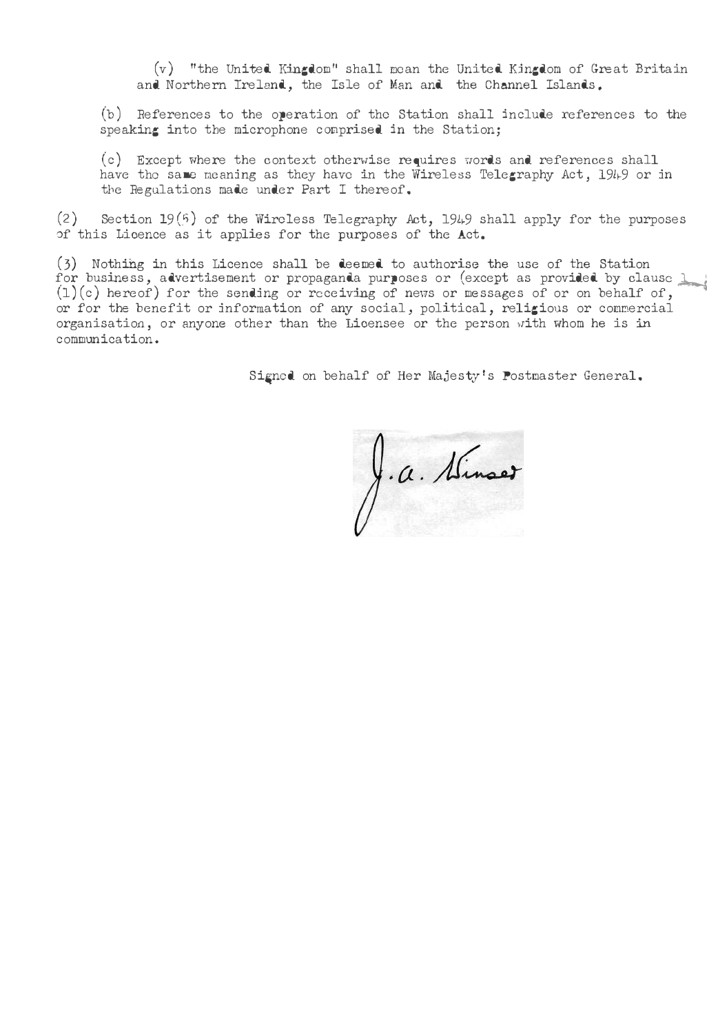(v) "the United Kingdom" shall mean the United Kingdom of Great Britain and Northern Ireland, the Isle of Man and the Channel Islands.

(b) References to the operation of the Station shall include references to the speaking into the microphone comprised in the Station;

(c) Except where the context otherwise requires words and references shall have the same meaning as they have in the Wireless Telegraphy Act, 1949 or in the Regulations made under Part I thereof.

(2) Section 19(5) of the Wireless Telegraphy Act, 1949 shall apply for the purposes of this Licence as it applies for the purposes of the Act.

(3) Nothing in this Licence shall be deemed to authorise the use of the Station for business, advertisement or propaganda purposes or (except as provided by clause 1 (1)(c) hereof) for the sending or receiving of news or messages of or on behalf of, or for the benefit or information of any social, political, religious or commercial organisation, or anyone other than the Licensee or the person with whom he is in communication.

Signed on behalf of Her Majesty's Postmaster General.

J. A. Winser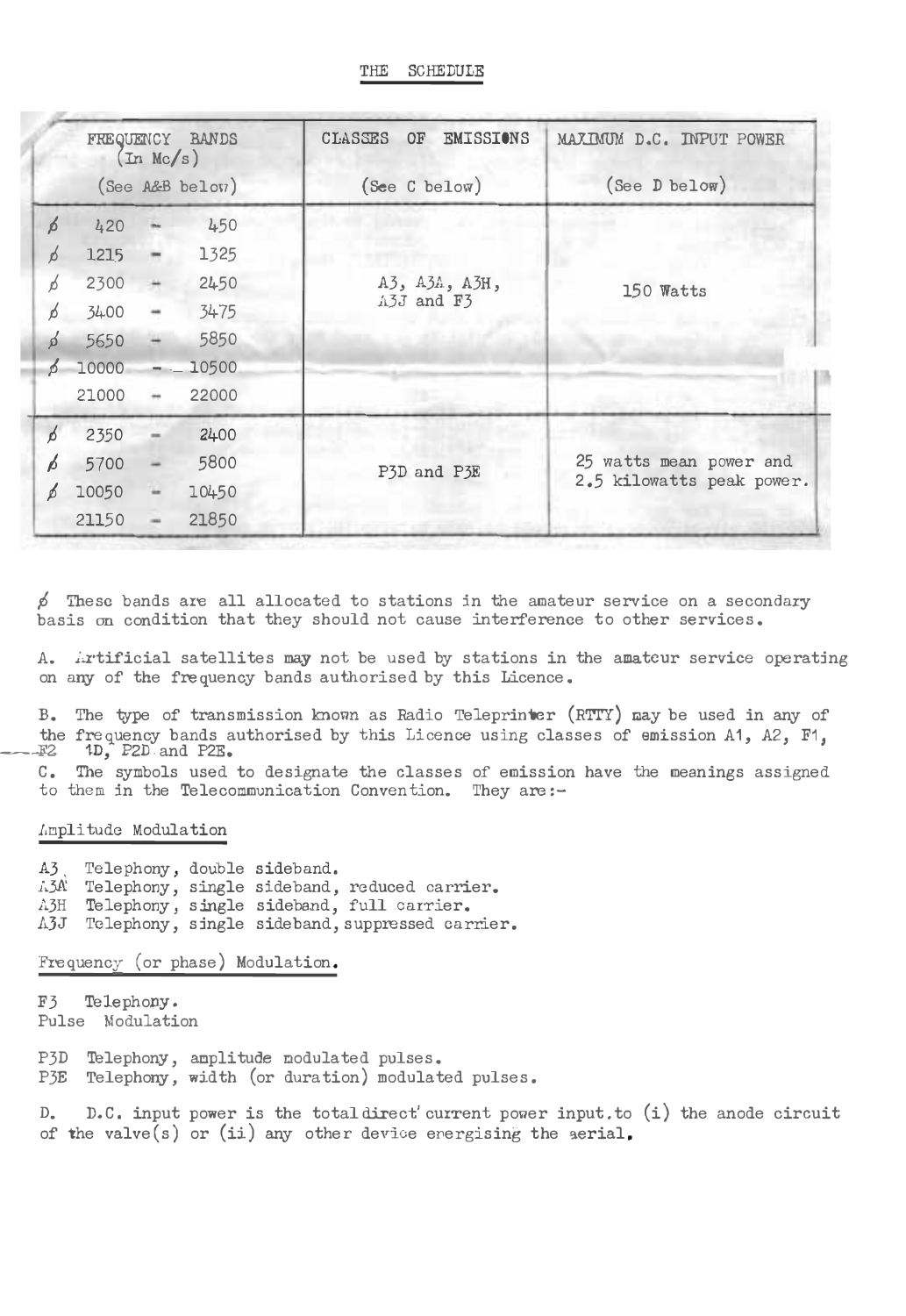# THE SCHEDULE

| FREQUENCY BANDS (In Mc/s) (See A&B below) | CLASSES OF EMISSIONS (See C below) | MAXIMUM D.C. INPUT POWER (See D below) |
|---|---|---|
| ø 420 - 450 | A3, A3A, A3H, A3J and F3 | 150 Watts |
| ø 1215 - 1325 | | |
| ø 2300 - 2450 | | |
| ø 3400 - 3475 | | |
| ø 5650 - 5850 | | |
| ø 10000 - 10500 | | |
| 21000 - 22000 | | |
| ø 2350 - 2400 | P3D and P3E | 25 watts mean power and 2.5 kilowatts peak power. |
| ø 5700 - 5800 | | |
| ø 10050 - 10450 | | |
| 21150 - 21850 | | |

ø These bands are all allocated to stations in the amateur service on a secondary basis on condition that they should not cause interference to other services.

A. Artificial satellites may not be used by stations in the amateur service operating on any of the frequency bands authorised by this Licence.

B. The type of transmission known as Radio Teleprinter (RTTY) may be used in any of the frequency bands authorised by this Licence using classes of emission A1, A2, F1, F2 1D, P2D and P2E.

C. The symbols used to designate the classes of emission have the meanings assigned to them in the Telecommunication Convention. They are:-

Amplitude Modulation

A3 Telephony, double sideband.
A3A Telephony, single sideband, reduced carrier.
A3H Telephony, single sideband, full carrier.
A3J Telephony, single sideband, suppressed carrier.

Frequency (or phase) Modulation.

F3 Telephony.

Pulse Modulation

P3D Telephony, amplitude modulated pulses.
P3E Telephony, width (or duration) modulated pulses.

D. D.C. input power is the total direct current power input to (i) the anode circuit of the valve(s) or (ii) any other device energising the aerial.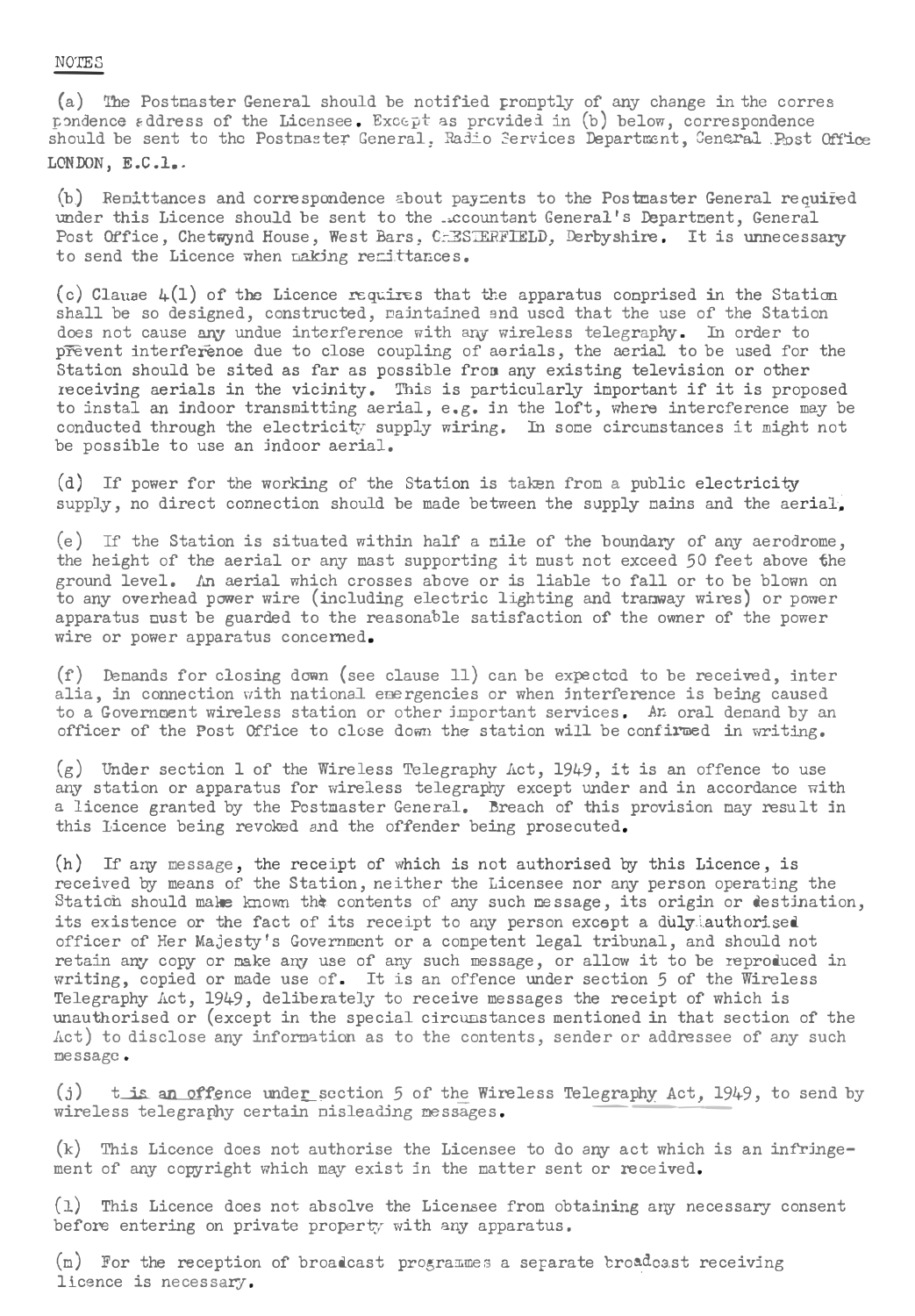NOTES

(a) The Postmaster General should be notified promptly of any change in the correspondence address of the Licensee. Except as provided in (b) below, correspondence should be sent to the Postmaster General, Radio Services Department, General Post Office LONDON, E.C.1.

(b) Remittances and correspondence about payments to the Postmaster General required under this Licence should be sent to the Accountant General's Department, General Post Office, Chetwynd House, West Bars, CHESTERFIELD, Derbyshire. It is unnecessary to send the Licence when making remittances.

(c) Clause 4(1) of the Licence requires that the apparatus comprised in the Station shall be so designed, constructed, maintained and used that the use of the Station does not cause any undue interference with any wireless telegraphy. In order to prevent interference due to close coupling of aerials, the aerial to be used for the Station should be sited as far as possible from any existing television or other receiving aerials in the vicinity. This is particularly important if it is proposed to instal an indoor transmitting aerial, e.g. in the loft, where interference may be conducted through the electricity supply wiring. In some circumstances it might not be possible to use an indoor aerial.

(d) If power for the working of the Station is taken from a public electricity supply, no direct connection should be made between the supply mains and the aerial.

(e) If the Station is situated within half a mile of the boundary of any aerodrome, the height of the aerial or any mast supporting it must not exceed 50 feet above the ground level. An aerial which crosses above or is liable to fall or to be blown on to any overhead power wire (including electric lighting and tramway wires) or power apparatus must be guarded to the reasonable satisfaction of the owner of the power wire or power apparatus concerned.

(f) Demands for closing down (see clause 11) can be expected to be received, inter alia, in connection with national emergencies or when interference is being caused to a Government wireless station or other important services. An oral demand by an officer of the Post Office to close down the station will be confirmed in writing.

(g) Under section 1 of the Wireless Telegraphy Act, 1949, it is an offence to use any station or apparatus for wireless telegraphy except under and in accordance with a licence granted by the Postmaster General. Breach of this provision may result in this Licence being revoked and the offender being prosecuted.

(h) If any message, the receipt of which is not authorised by this Licence, is received by means of the Station, neither the Licensee nor any person operating the Station should make known the contents of any such message, its origin or destination, its existence or the fact of its receipt to any person except a duly authorised officer of Her Majesty's Government or a competent legal tribunal, and should not retain any copy or make any use of any such message, or allow it to be reproduced in writing, copied or made use of. It is an offence under section 5 of the Wireless Telegraphy Act, 1949, deliberately to receive messages the receipt of which is unauthorised or (except in the special circumstances mentioned in that section of the Act) to disclose any information as to the contents, sender or addressee of any such message.

(j) It is an offence under section 5 of the Wireless Telegraphy Act, 1949, to send by wireless telegraphy certain misleading messages.

(k) This Licence does not authorise the Licensee to do any act which is an infringement of any copyright which may exist in the matter sent or received.

(l) This Licence does not absolve the Licensee from obtaining any necessary consent before entering on private property with any apparatus.

(m) For the reception of broadcast programmes a separate broadcast receiving licence is necessary.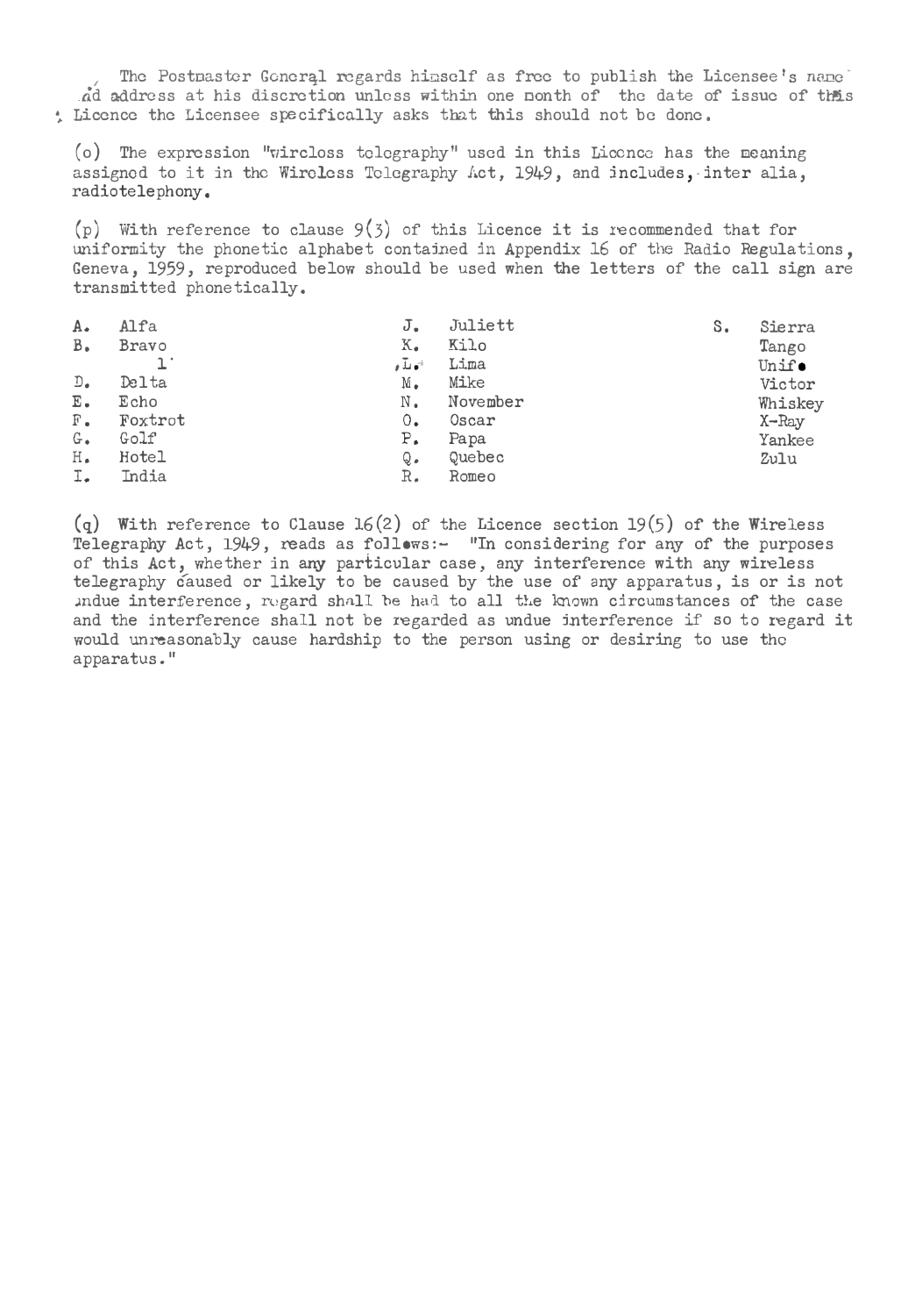The Postmaster General regards himself as free to publish the Licensee's name and address at his discretion unless within one month of the date of issue of this Licence the Licensee specifically asks that this should not be done.

(o) The expression "wireless telegraphy" used in this Licence has the meaning assigned to it in the Wireless Telegraphy Act, 1949, and includes, inter alia, radiotelephony.

(p) With reference to clause 9(3) of this Licence it is recommended that for uniformity the phonetic alphabet contained in Appendix 16 of the Radio Regulations, Geneva, 1959, reproduced below should be used when the letters of the call sign are transmitted phonetically.

| | | | | | |
|---|---|---|---|---|---|
| A. | Alfa | J. | Juliett | S. | Sierra |
| B. | Bravo | K. | Kilo | | Tango |
| | | L. | Lima | | Unif• |
| D. | Delta | M. | Mike | | Victor |
| E. | Echo | N. | November | | Whiskey |
| F. | Foxtrot | O. | Oscar | | X-Ray |
| G. | Golf | P. | Papa | | Yankee |
| H. | Hotel | Q. | Quebec | | Zulu |
| I. | India | R. | Romeo | | |

(q) With reference to Clause 16(2) of the Licence section 19(5) of the Wireless Telegraphy Act, 1949, reads as follows:- "In considering for any of the purposes of this Act, whether in any particular case, any interference with any wireless telegraphy caused or likely to be caused by the use of any apparatus, is or is not undue interference, regard shall be had to all the known circumstances of the case and the interference shall not be regarded as undue interference if so to regard it would unreasonably cause hardship to the person using or desiring to use the apparatus."